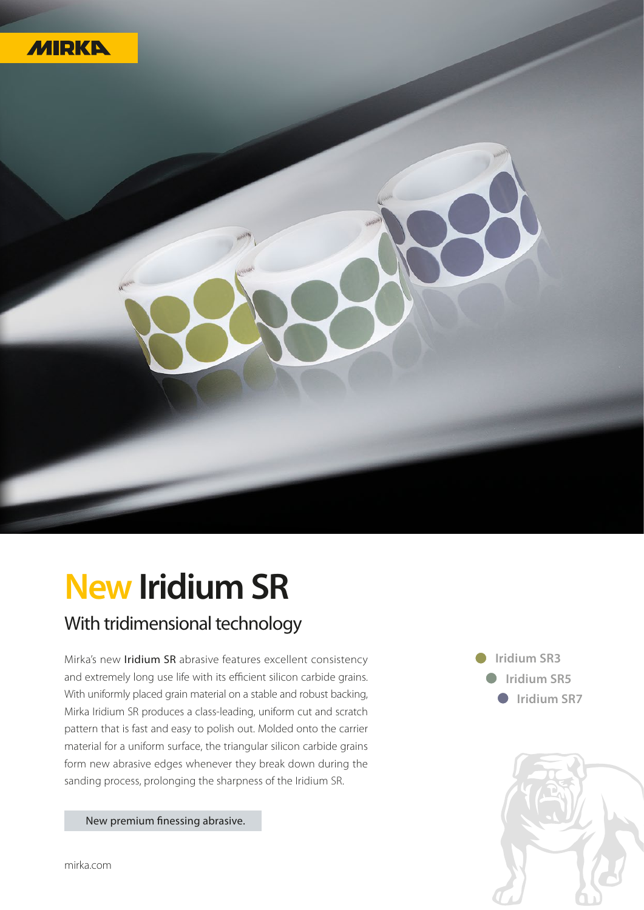MIRKA

# New Iridium SR

## With tridimensional technology

Mirka's new **Iridium SR** abrasive features excellent consistency and extremely long use life with its efficient silicon carbide grains. With uniformly placed grain material on a stable and robust backing, Mirka Iridium SR produces a class-leading, uniform cut and scratch pattern that is fast and easy to polish out. Molded onto the carrier material for a uniform surface, the triangular silicon carbide grains form new abrasive edges whenever they break down during the sanding process, prolonging the sharpness of the Iridium SR.

- Iridium SR3
- Iridium SR5
- Iridium SR7

New premium finessing abrasive.

mirka.com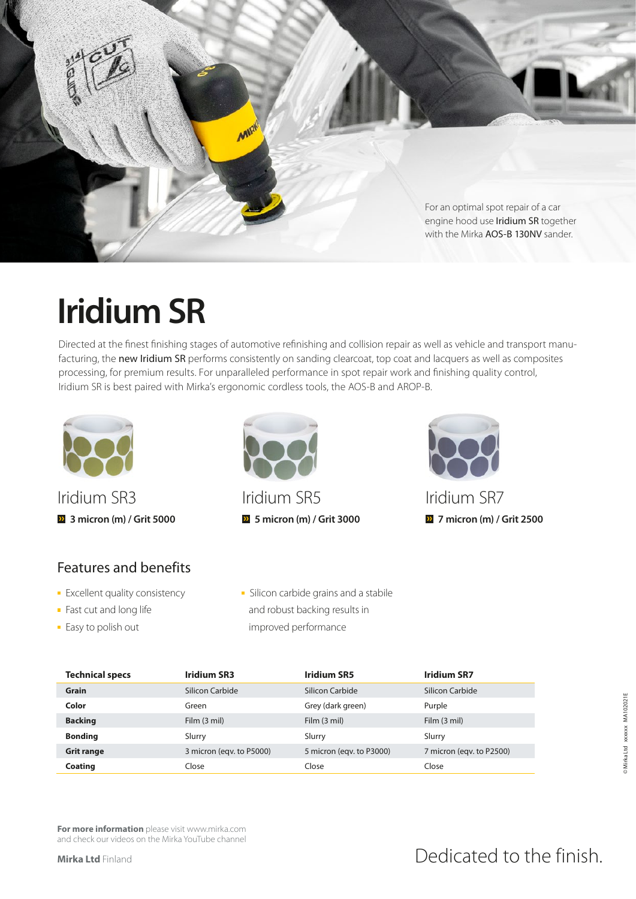For an optimal spot repair of a car engine hood use Iridium SR together with the Mirka AOS-B 130NV sander.

# Iridium SR

Directed at the finest finishing stages of automotive refinishing and collision repair as well as vehicle and transport manufacturing, the new Iridium SR performs consistently on sanding clearcoat, top coat and lacquers as well as composites processing, for premium results. For unparalleled performance in spot repair work and finishing quality control, Iridium SR is best paired with Mirka's ergonomic cordless tools, the AOS-B and AROP-B.

Iridium SR3

**3 micron (m) / Grit 5000**

Iridium SR5

**5 micron (m) / Grit 3000**

Iridium SR7

**7 micron (m) / Grit 2500**

## Features and benefits

- Excellent quality consistency
- Fast cut and long life
- Easy to polish out
- Silicon carbide grains and a stabile and robust backing results in improved performance

| Technical specs | Iridium SR3 | Iridium SR5 | Iridium SR7 |
|---|---|---|---|
| **Grain** | Silicon Carbide | Silicon Carbide | Silicon Carbide |
| **Color** | Green | Grey (dark green) | Purple |
| **Backing** | Film (3 mil) | Film (3 mil) | Film (3 mil) |
| **Bonding** | Slurry | Slurry | Slurry |
| **Grit range** | 3 micron (eqv. to P5000) | 5 micron (eqv. to P3000) | 7 micron (eqv. to P2500) |
| **Coating** | Close | Close | Close |

**For more information** please visit www.mirka.com and check our videos on the Mirka YouTube channel

**Mirka Ltd** Finland

Dedicated to the finish.

©Mirka Ltd xxxxxx MA102021E